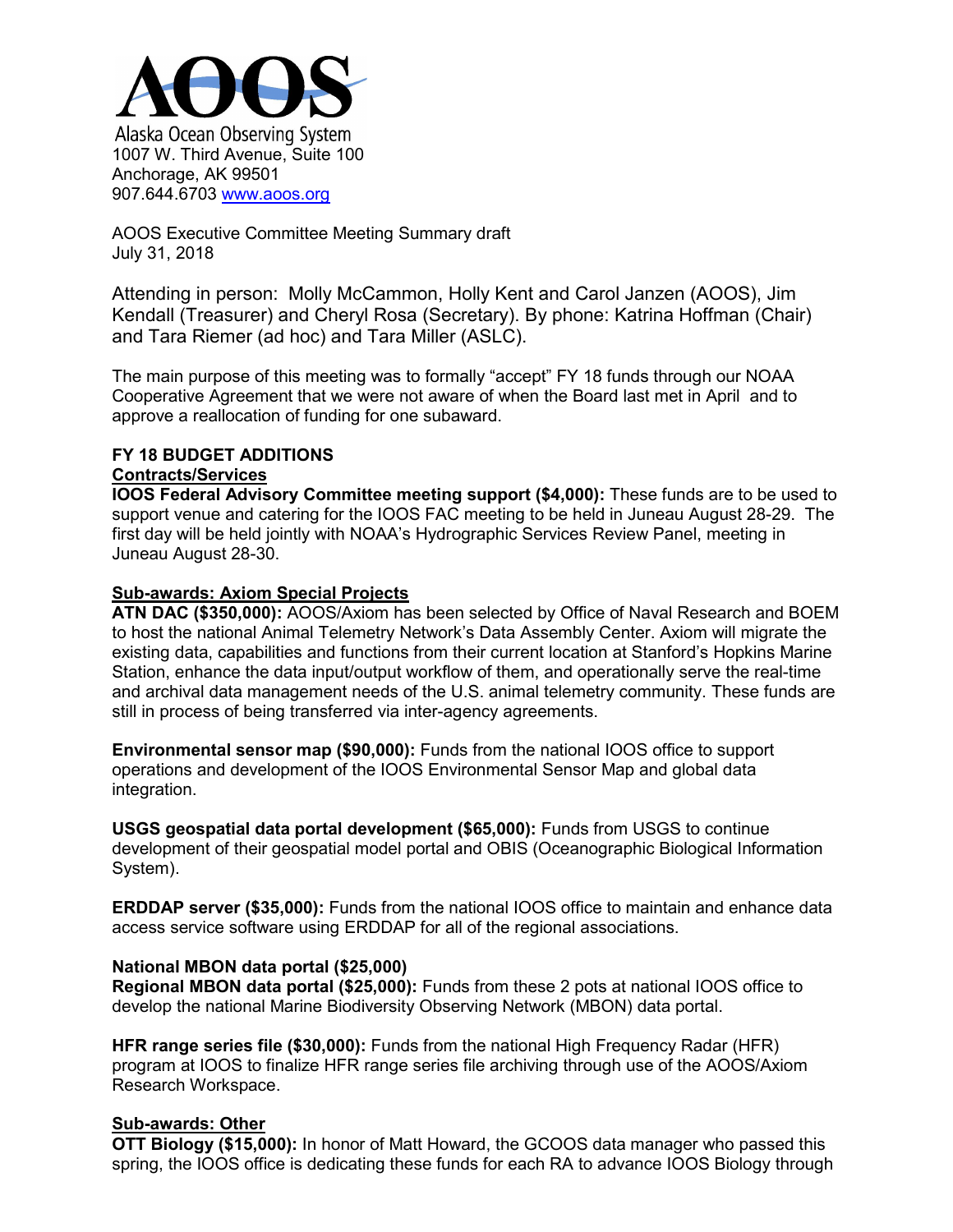# AOOS

Alaska Ocean Observing System
1007 W. Third Avenue, Suite 100
Anchorage, AK 99501
907.644.6703 www.aoos.org

AOOS Executive Committee Meeting Summary draft
July 31, 2018

Attending in person: Molly McCammon, Holly Kent and Carol Janzen (AOOS), Jim Kendall (Treasurer) and Cheryl Rosa (Secretary). By phone: Katrina Hoffman (Chair) and Tara Riemer (ad hoc) and Tara Miller (ASLC).

The main purpose of this meeting was to formally "accept" FY 18 funds through our NOAA Cooperative Agreement that we were not aware of when the Board last met in April and to approve a reallocation of funding for one subaward.

## FY 18 BUDGET ADDITIONS

### Contracts/Services

**IOOS Federal Advisory Committee meeting support ($4,000):** These funds are to be used to support venue and catering for the IOOS FAC meeting to be held in Juneau August 28-29. The first day will be held jointly with NOAA's Hydrographic Services Review Panel, meeting in Juneau August 28-30.

### Sub-awards: Axiom Special Projects

**ATN DAC ($350,000):** AOOS/Axiom has been selected by Office of Naval Research and BOEM to host the national Animal Telemetry Network's Data Assembly Center. Axiom will migrate the existing data, capabilities and functions from their current location at Stanford's Hopkins Marine Station, enhance the data input/output workflow of them, and operationally serve the real-time and archival data management needs of the U.S. animal telemetry community. These funds are still in process of being transferred via inter-agency agreements.

**Environmental sensor map ($90,000):** Funds from the national IOOS office to support operations and development of the IOOS Environmental Sensor Map and global data integration.

**USGS geospatial data portal development ($65,000):** Funds from USGS to continue development of their geospatial model portal and OBIS (Oceanographic Biological Information System).

**ERDDAP server ($35,000):** Funds from the national IOOS office to maintain and enhance data access service software using ERDDAP for all of the regional associations.

**National MBON data portal ($25,000)**
**Regional MBON data portal ($25,000):** Funds from these 2 pots at national IOOS office to develop the national Marine Biodiversity Observing Network (MBON) data portal.

**HFR range series file ($30,000):** Funds from the national High Frequency Radar (HFR) program at IOOS to finalize HFR range series file archiving through use of the AOOS/Axiom Research Workspace.

### Sub-awards: Other

**OTT Biology ($15,000):** In honor of Matt Howard, the GCOOS data manager who passed this spring, the IOOS office is dedicating these funds for each RA to advance IOOS Biology through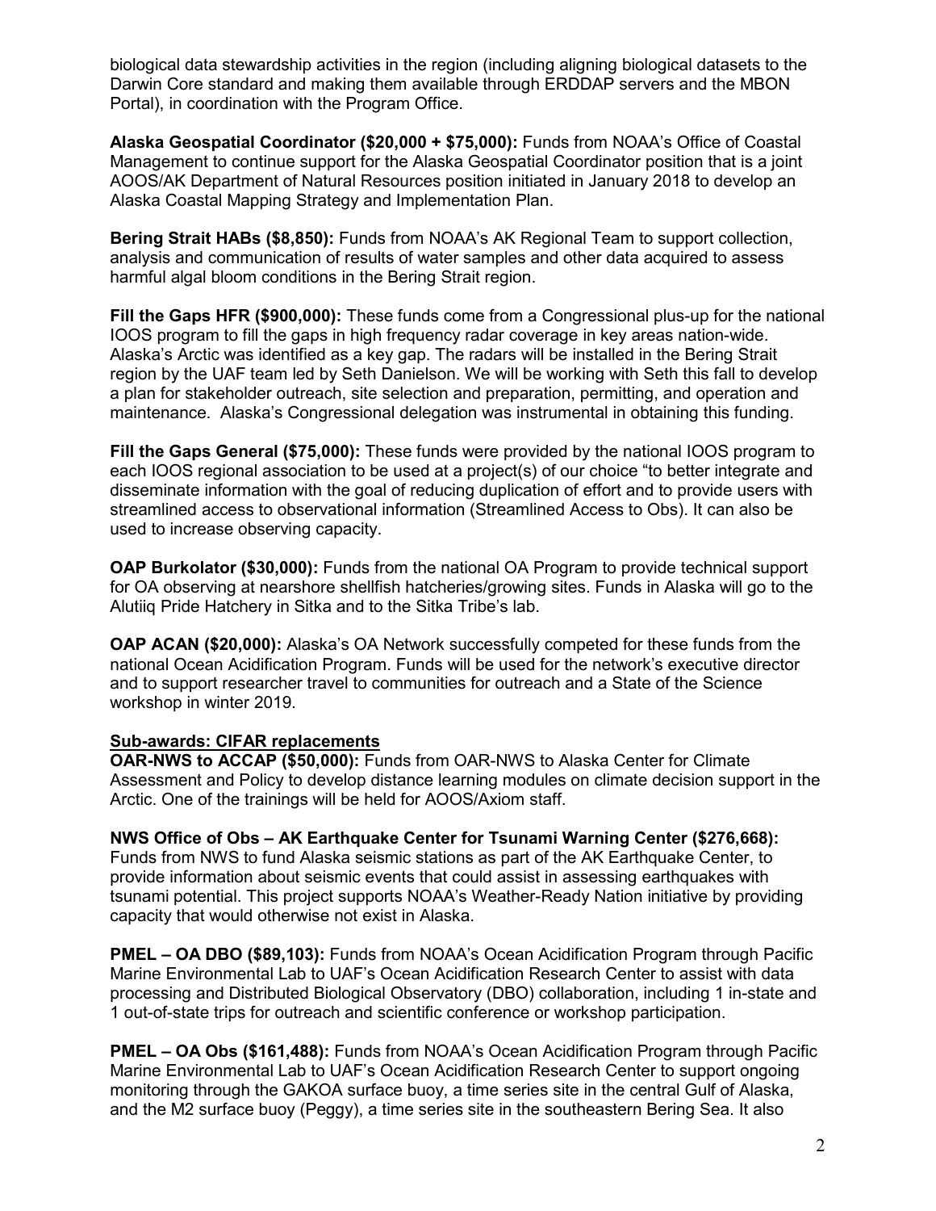biological data stewardship activities in the region (including aligning biological datasets to the Darwin Core standard and making them available through ERDDAP servers and the MBON Portal), in coordination with the Program Office.

**Alaska Geospatial Coordinator ($20,000 + $75,000):** Funds from NOAA's Office of Coastal Management to continue support for the Alaska Geospatial Coordinator position that is a joint AOOS/AK Department of Natural Resources position initiated in January 2018 to develop an Alaska Coastal Mapping Strategy and Implementation Plan.

**Bering Strait HABs ($8,850):** Funds from NOAA's AK Regional Team to support collection, analysis and communication of results of water samples and other data acquired to assess harmful algal bloom conditions in the Bering Strait region.

**Fill the Gaps HFR ($900,000):** These funds come from a Congressional plus-up for the national IOOS program to fill the gaps in high frequency radar coverage in key areas nation-wide. Alaska's Arctic was identified as a key gap. The radars will be installed in the Bering Strait region by the UAF team led by Seth Danielson. We will be working with Seth this fall to develop a plan for stakeholder outreach, site selection and preparation, permitting, and operation and maintenance. Alaska's Congressional delegation was instrumental in obtaining this funding.

**Fill the Gaps General ($75,000):** These funds were provided by the national IOOS program to each IOOS regional association to be used at a project(s) of our choice "to better integrate and disseminate information with the goal of reducing duplication of effort and to provide users with streamlined access to observational information (Streamlined Access to Obs). It can also be used to increase observing capacity.

**OAP Burkolator ($30,000):** Funds from the national OA Program to provide technical support for OA observing at nearshore shellfish hatcheries/growing sites. Funds in Alaska will go to the Alutiiq Pride Hatchery in Sitka and to the Sitka Tribe's lab.

**OAP ACAN ($20,000):** Alaska's OA Network successfully competed for these funds from the national Ocean Acidification Program. Funds will be used for the network's executive director and to support researcher travel to communities for outreach and a State of the Science workshop in winter 2019.

**Sub-awards: CIFAR replacements**

**OAR-NWS to ACCAP ($50,000):** Funds from OAR-NWS to Alaska Center for Climate Assessment and Policy to develop distance learning modules on climate decision support in the Arctic. One of the trainings will be held for AOOS/Axiom staff.

**NWS Office of Obs – AK Earthquake Center for Tsunami Warning Center ($276,668):** Funds from NWS to fund Alaska seismic stations as part of the AK Earthquake Center, to provide information about seismic events that could assist in assessing earthquakes with tsunami potential. This project supports NOAA's Weather-Ready Nation initiative by providing capacity that would otherwise not exist in Alaska.

**PMEL – OA DBO ($89,103):** Funds from NOAA's Ocean Acidification Program through Pacific Marine Environmental Lab to UAF's Ocean Acidification Research Center to assist with data processing and Distributed Biological Observatory (DBO) collaboration, including 1 in-state and 1 out-of-state trips for outreach and scientific conference or workshop participation.

**PMEL – OA Obs ($161,488):** Funds from NOAA's Ocean Acidification Program through Pacific Marine Environmental Lab to UAF's Ocean Acidification Research Center to support ongoing monitoring through the GAKOA surface buoy, a time series site in the central Gulf of Alaska, and the M2 surface buoy (Peggy), a time series site in the southeastern Bering Sea. It also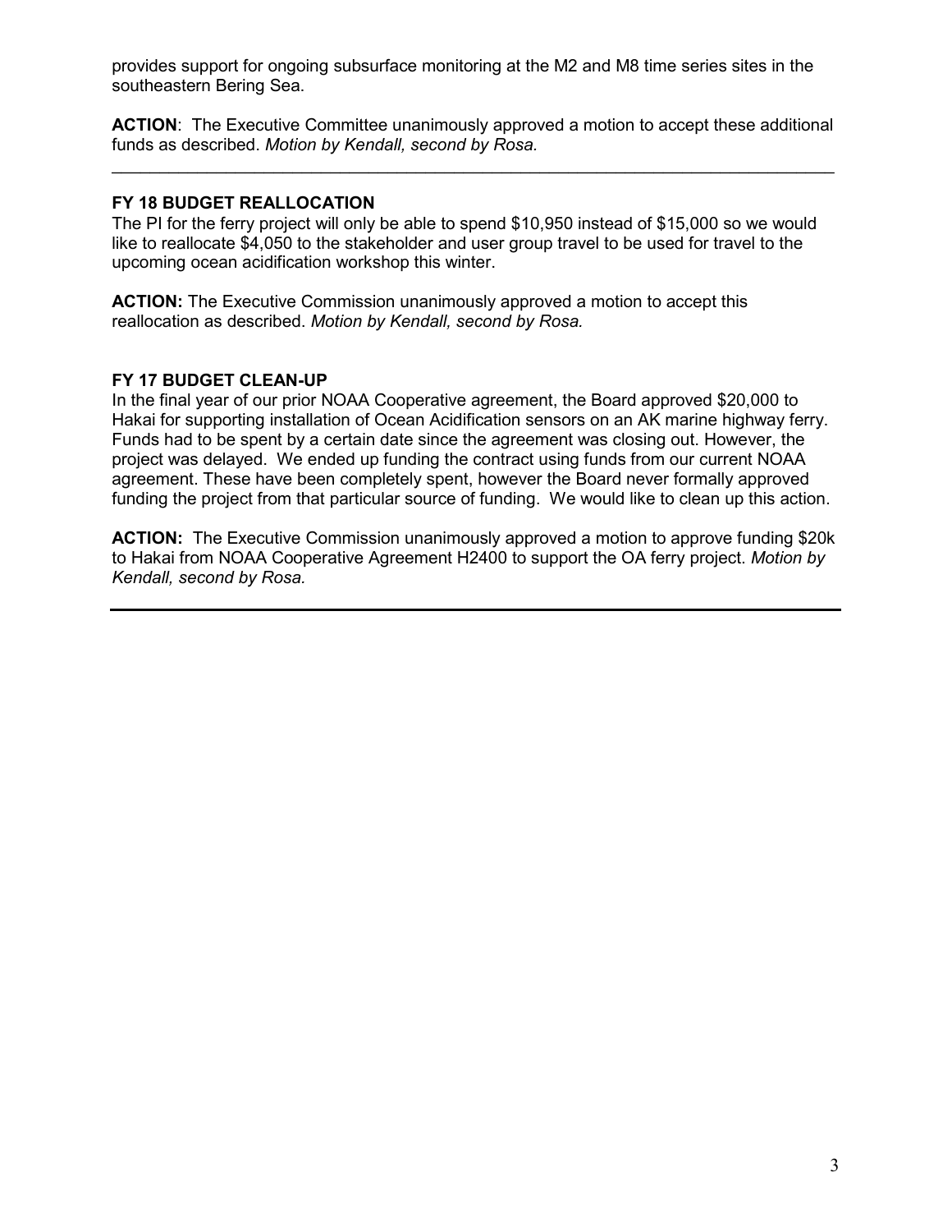provides support for ongoing subsurface monitoring at the M2 and M8 time series sites in the southeastern Bering Sea.

**ACTION**: The Executive Committee unanimously approved a motion to accept these additional funds as described. *Motion by Kendall, second by Rosa.*

---

**FY 18 BUDGET REALLOCATION**

The PI for the ferry project will only be able to spend $10,950 instead of $15,000 so we would like to reallocate $4,050 to the stakeholder and user group travel to be used for travel to the upcoming ocean acidification workshop this winter.

**ACTION:** The Executive Commission unanimously approved a motion to accept this reallocation as described. *Motion by Kendall, second by Rosa.*

**FY 17 BUDGET CLEAN-UP**

In the final year of our prior NOAA Cooperative agreement, the Board approved $20,000 to Hakai for supporting installation of Ocean Acidification sensors on an AK marine highway ferry. Funds had to be spent by a certain date since the agreement was closing out. However, the project was delayed. We ended up funding the contract using funds from our current NOAA agreement. These have been completely spent, however the Board never formally approved funding the project from that particular source of funding. We would like to clean up this action.

**ACTION:** The Executive Commission unanimously approved a motion to approve funding $20k to Hakai from NOAA Cooperative Agreement H2400 to support the OA ferry project. *Motion by Kendall, second by Rosa.*

---